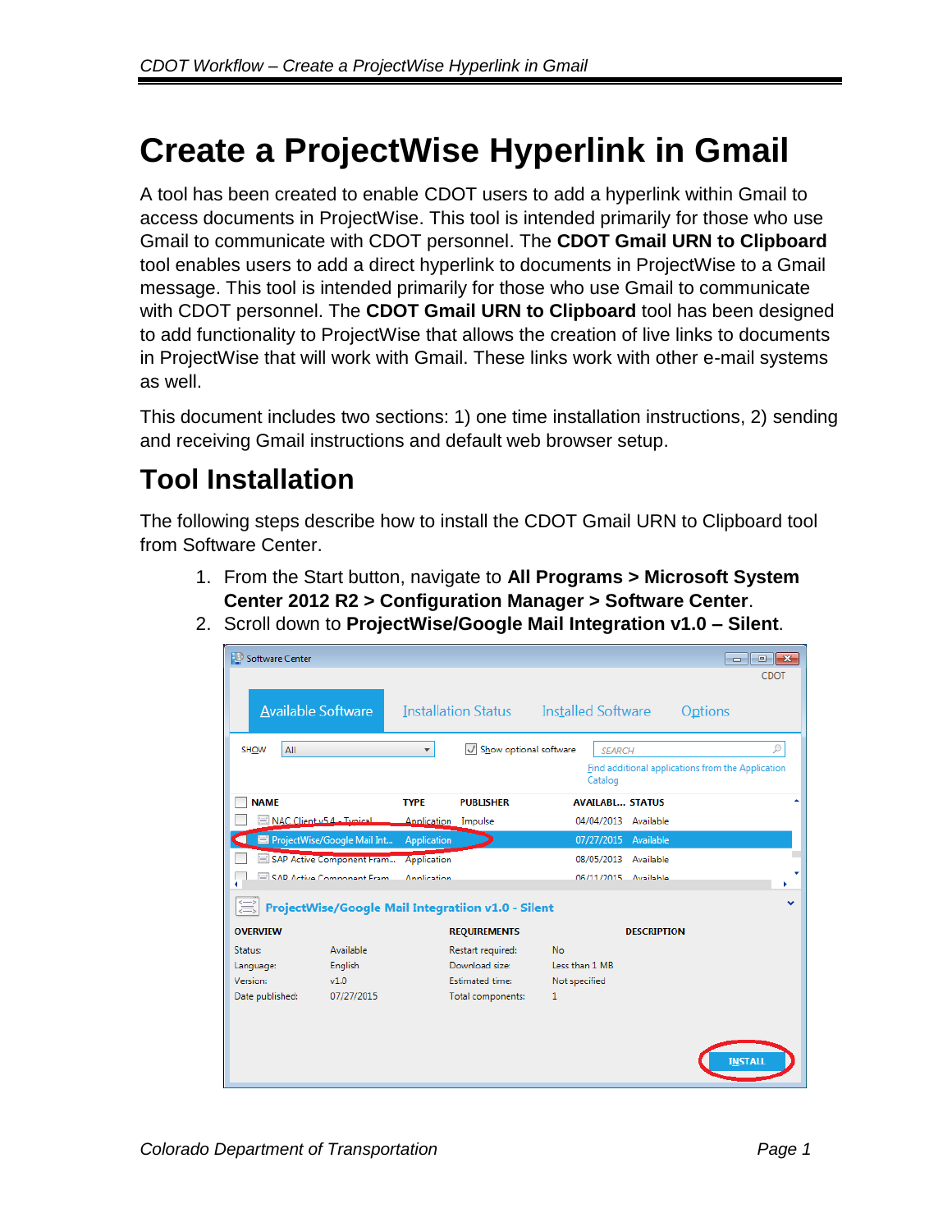# Create a ProjectWise Hyperlink in Gmail

A tool has been created to enable CDOT users to add a hyperlink within Gmail to access documents in ProjectWise. This tool is intended primarily for those who use Gmail to communicate with CDOT personnel. The **CDOT Gmail URN to Clipboard** tool enables users to add a direct hyperlink to documents in ProjectWise to a Gmail message. This tool is intended primarily for those who use Gmail to communicate with CDOT personnel. The **CDOT Gmail URN to Clipboard** tool has been designed to add functionality to ProjectWise that allows the creation of live links to documents in ProjectWise that will work with Gmail. These links work with other e-mail systems as well.

This document includes two sections: 1) one time installation instructions, 2) sending and receiving Gmail instructions and default web browser setup.

## Tool Installation

The following steps describe how to install the CDOT Gmail URN to Clipboard tool from Software Center.

1. From the Start button, navigate to **All Programs > Microsoft System Center 2012 R2 > Configuration Manager > Software Center**.
2. Scroll down to **ProjectWise/Google Mail Integration v1.0 – Silent**.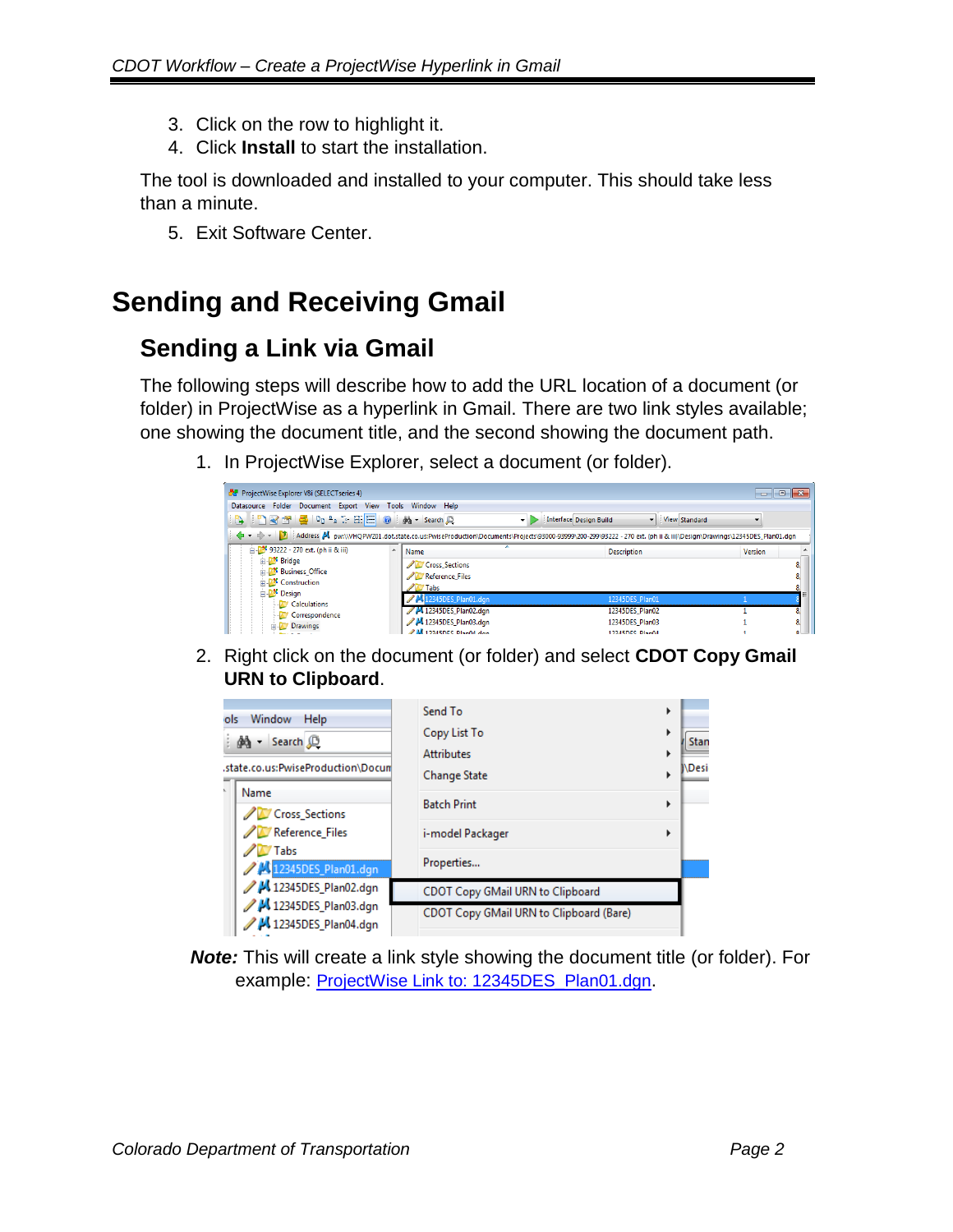3. Click on the row to highlight it.
4. Click **Install** to start the installation.

The tool is downloaded and installed to your computer. This should take less than a minute.

5. Exit Software Center.

# Sending and Receiving Gmail

## Sending a Link via Gmail

The following steps will describe how to add the URL location of a document (or folder) in ProjectWise as a hyperlink in Gmail. There are two link styles available; one showing the document title, and the second showing the document path.

1. In ProjectWise Explorer, select a document (or folder).

2. Right click on the document (or folder) and select **CDOT Copy Gmail URN to Clipboard**.

***Note:*** This will create a link style showing the document title (or folder). For example: ProjectWise Link to: 12345DES_Plan01.dgn.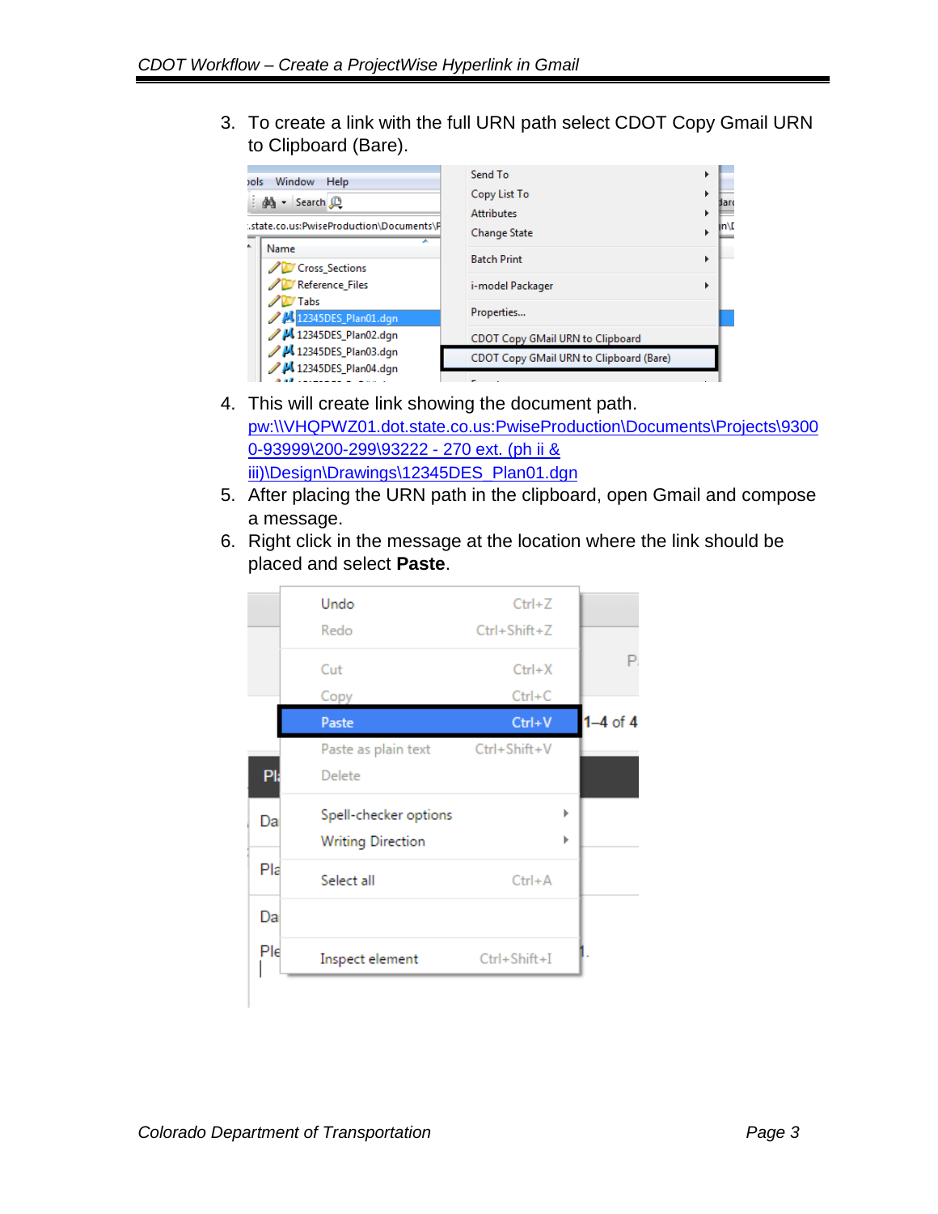3. To create a link with the full URN path select CDOT Copy Gmail URN to Clipboard (Bare).

4. This will create link showing the document path. pw:\\VHQPWZ01.dot.state.co.us:PwiseProduction\Documents\Projects\93000-93999\200-299\93222 - 270 ext. (ph ii & iii)\Design\Drawings\12345DES_Plan01.dgn
5. After placing the URN path in the clipboard, open Gmail and compose a message.
6. Right click in the message at the location where the link should be placed and select **Paste**.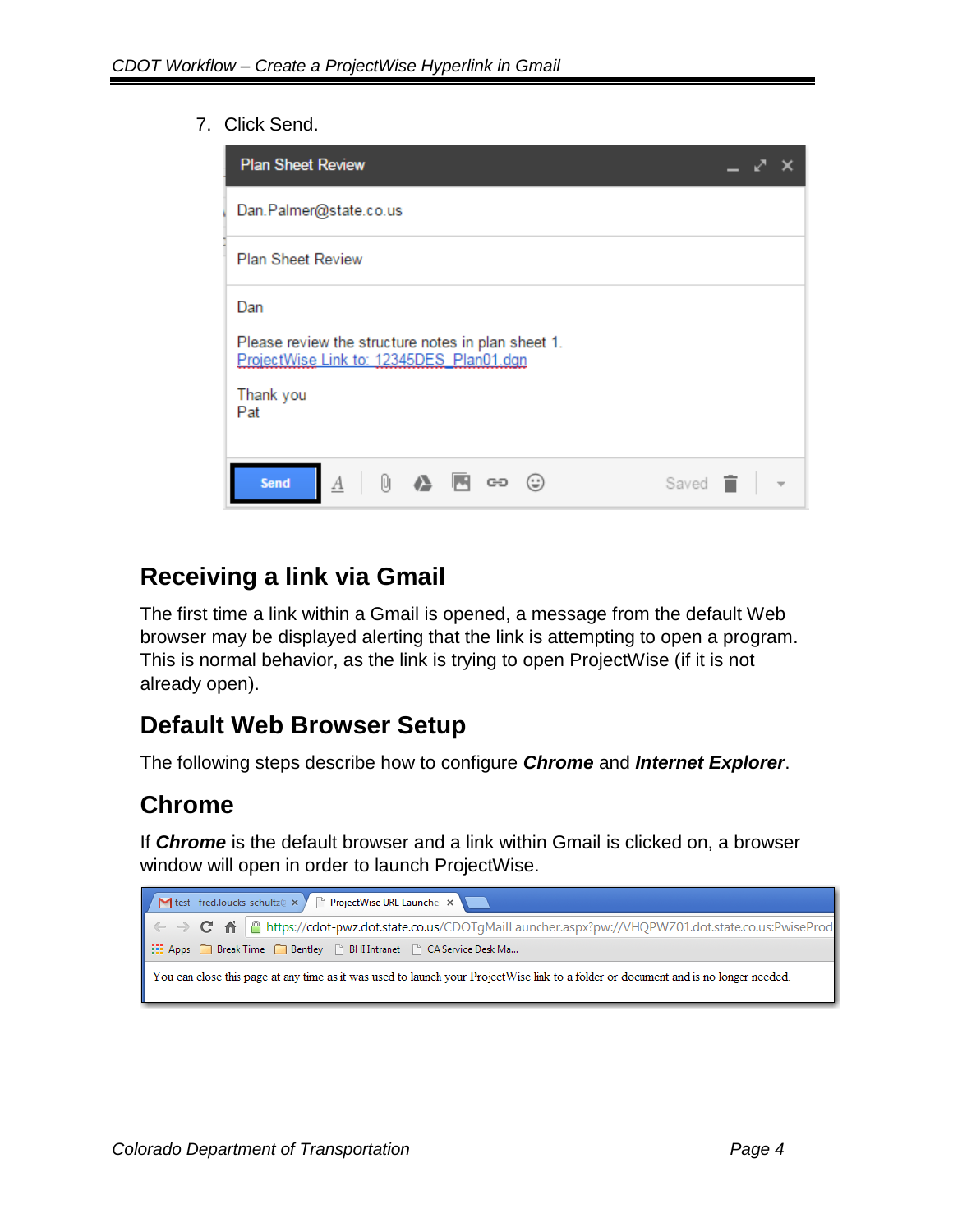7. Click Send.

## Receiving a link via Gmail

The first time a link within a Gmail is opened, a message from the default Web browser may be displayed alerting that the link is attempting to open a program. This is normal behavior, as the link is trying to open ProjectWise (if it is not already open).

## Default Web Browser Setup

The following steps describe how to configure ***Chrome*** and ***Internet Explorer***.

## Chrome

If ***Chrome*** is the default browser and a link within Gmail is clicked on, a browser window will open in order to launch ProjectWise.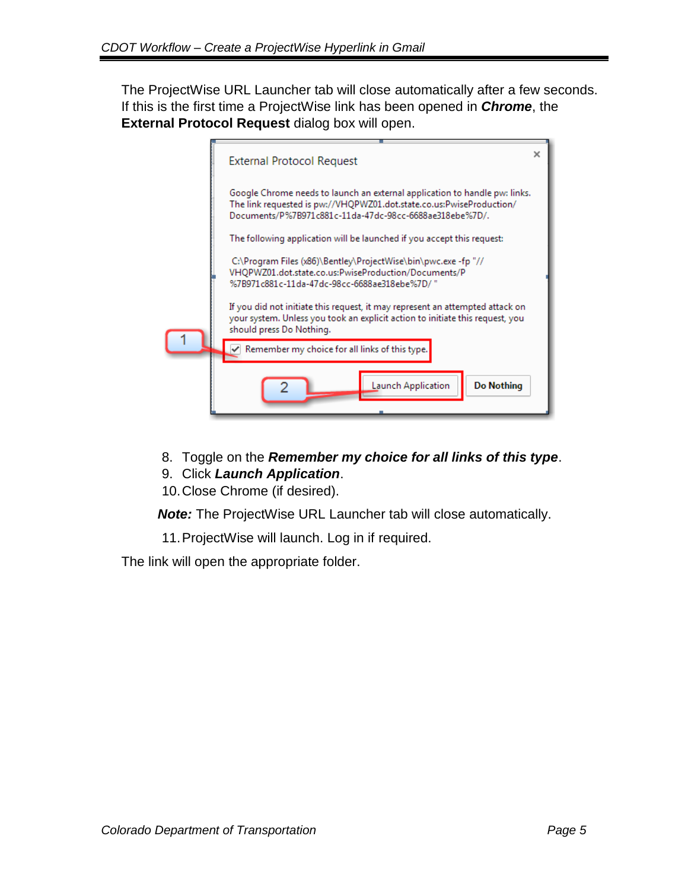The ProjectWise URL Launcher tab will close automatically after a few seconds. If this is the first time a ProjectWise link has been opened in ***Chrome***, the **External Protocol Request** dialog box will open.

8. Toggle on the ***Remember my choice for all links of this type***.
9. Click ***Launch Application***.
10. Close Chrome (if desired).

***Note:*** The ProjectWise URL Launcher tab will close automatically.

11. ProjectWise will launch. Log in if required.

The link will open the appropriate folder.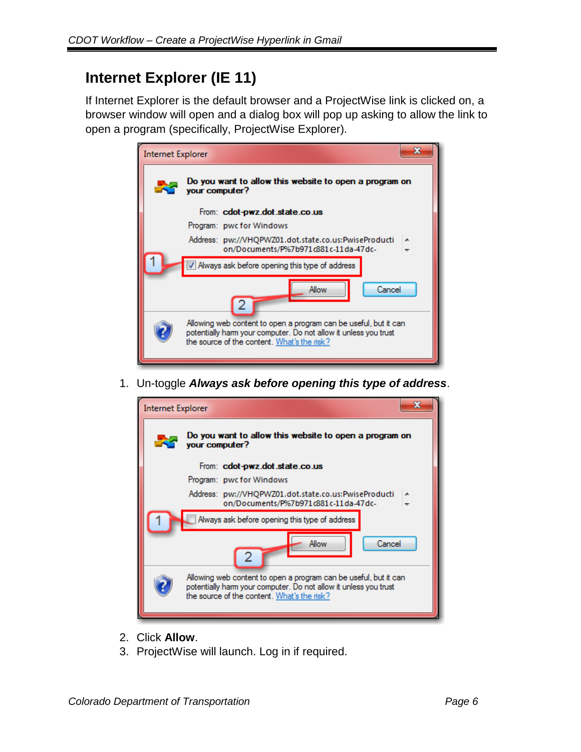## Internet Explorer (IE 11)

If Internet Explorer is the default browser and a ProjectWise link is clicked on, a browser window will open and a dialog box will pop up asking to allow the link to open a program (specifically, ProjectWise Explorer).

1. Un-toggle ***Always ask before opening this type of address***.

2. Click **Allow**.
3. ProjectWise will launch. Log in if required.